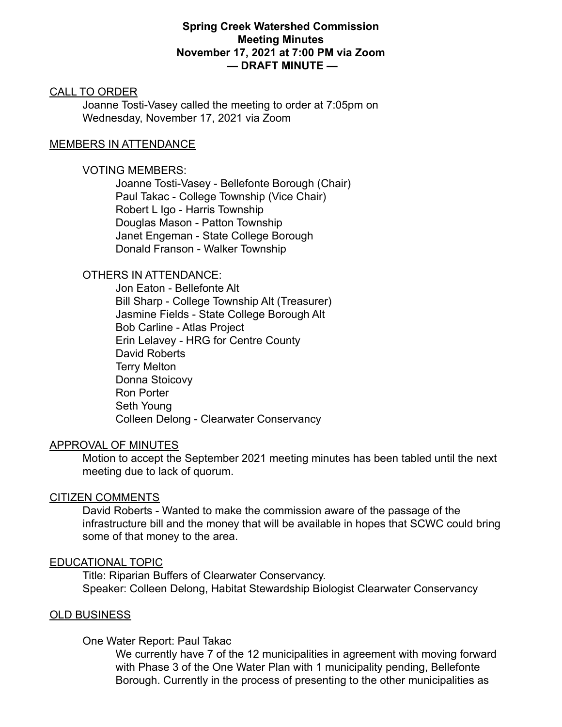**Spring Creek Watershed Commission**
**Meeting Minutes**
**November 17, 2021 at 7:00 PM via Zoom**
**— DRAFT MINUTE —**

<u>CALL TO ORDER</u>

Joanne Tosti-Vasey called the meeting to order at 7:05pm on Wednesday, November 17, 2021 via Zoom

<u>MEMBERS IN ATTENDANCE</u>

VOTING MEMBERS:

- Joanne Tosti-Vasey - Bellefonte Borough (Chair)
- Paul Takac - College Township (Vice Chair)
- Robert L Igo - Harris Township
- Douglas Mason - Patton Township
- Janet Engeman - State College Borough
- Donald Franson - Walker Township

OTHERS IN ATTENDANCE:

- Jon Eaton - Bellefonte Alt
- Bill Sharp - College Township Alt (Treasurer)
- Jasmine Fields - State College Borough Alt
- Bob Carline - Atlas Project
- Erin Lelavey - HRG for Centre County
- David Roberts
- Terry Melton
- Donna Stoicovy
- Ron Porter
- Seth Young
- Colleen Delong - Clearwater Conservancy

<u>APPROVAL OF MINUTES</u>

Motion to accept the September 2021 meeting minutes has been tabled until the next meeting due to lack of quorum.

<u>CITIZEN COMMENTS</u>

David Roberts - Wanted to make the commission aware of the passage of the infrastructure bill and the money that will be available in hopes that SCWC could bring some of that money to the area.

<u>EDUCATIONAL TOPIC</u>

Title: Riparian Buffers of Clearwater Conservancy.
Speaker: Colleen Delong, Habitat Stewardship Biologist Clearwater Conservancy

<u>OLD BUSINESS</u>

One Water Report: Paul Takac

We currently have 7 of the 12 municipalities in agreement with moving forward with Phase 3 of the One Water Plan with 1 municipality pending, Bellefonte Borough. Currently in the process of presenting to the other municipalities as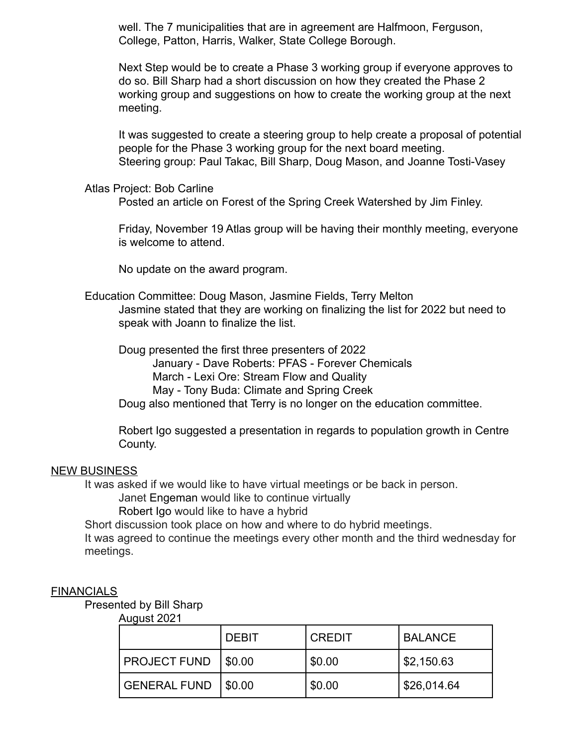well. The 7 municipalities that are in agreement are Halfmoon, Ferguson, College, Patton, Harris, Walker, State College Borough.

Next Step would be to create a Phase 3 working group if everyone approves to do so. Bill Sharp had a short discussion on how they created the Phase 2 working group and suggestions on how to create the working group at the next meeting.

It was suggested to create a steering group to help create a proposal of potential people for the Phase 3 working group for the next board meeting.
Steering group: Paul Takac, Bill Sharp, Doug Mason, and Joanne Tosti-Vasey

Atlas Project: Bob Carline

Posted an article on Forest of the Spring Creek Watershed by Jim Finley.

Friday, November 19 Atlas group will be having their monthly meeting, everyone is welcome to attend.

No update on the award program.

Education Committee: Doug Mason, Jasmine Fields, Terry Melton

Jasmine stated that they are working on finalizing the list for 2022 but need to speak with Joann to finalize the list.

Doug presented the first three presenters of 2022
- January - Dave Roberts: PFAS - Forever Chemicals
- March - Lexi Ore: Stream Flow and Quality
- May - Tony Buda: Climate and Spring Creek

Doug also mentioned that Terry is no longer on the education committee.

Robert Igo suggested a presentation in regards to population growth in Centre County.

## NEW BUSINESS

It was asked if we would like to have virtual meetings or be back in person.
- Janet Engeman would like to continue virtually
- Robert Igo would like to have a hybrid

Short discussion took place on how and where to do hybrid meetings.
It was agreed to continue the meetings every other month and the third wednesday for meetings.

## FINANCIALS

Presented by Bill Sharp

August 2021

| | DEBIT | CREDIT | BALANCE |
|---|---|---|---|
| PROJECT FUND | $0.00 | $0.00 | $2,150.63 |
| GENERAL FUND | $0.00 | $0.00 | $26,014.64 |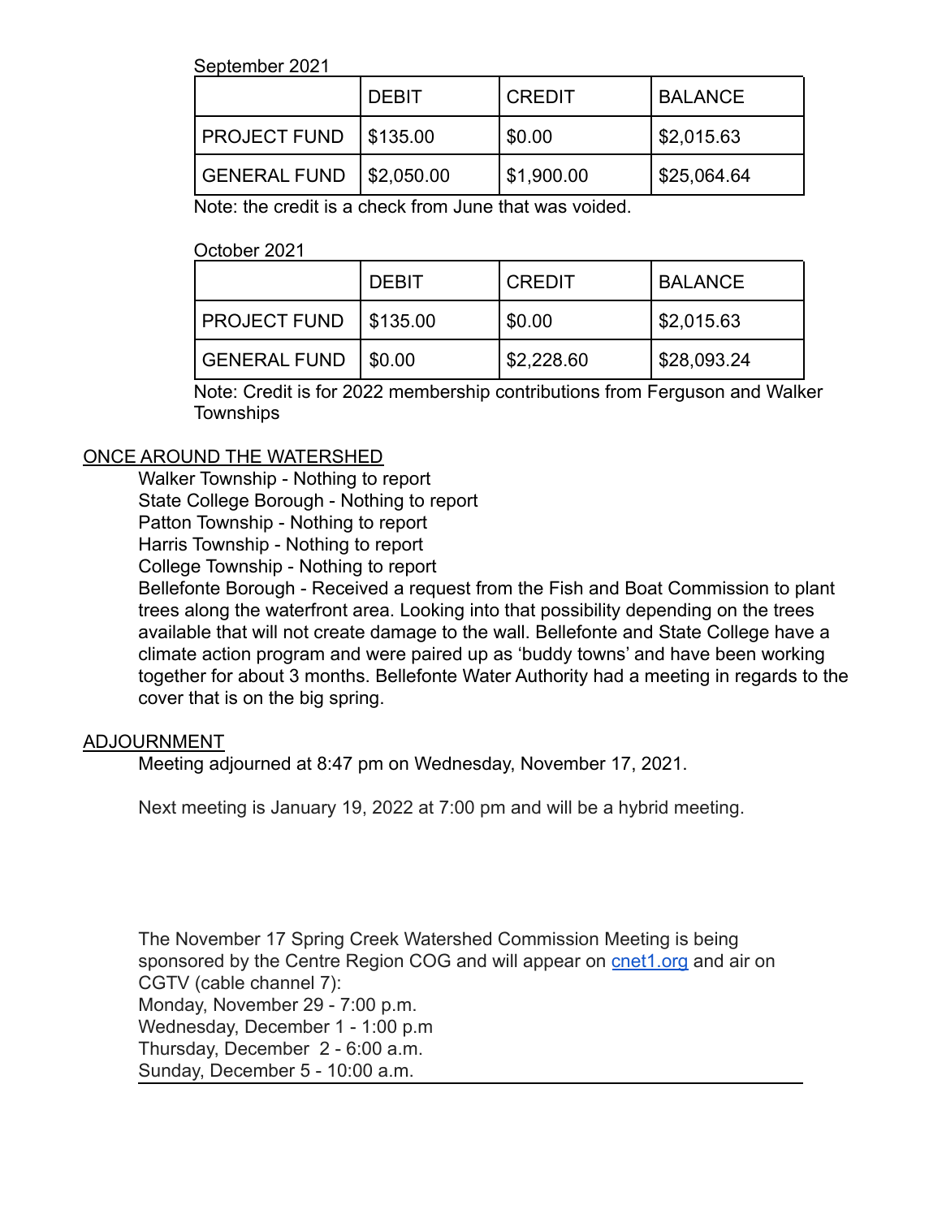September 2021

| | DEBIT | CREDIT | BALANCE |
|---|---|---|---|
| PROJECT FUND | $135.00 | $0.00 | $2,015.63 |
| GENERAL FUND | $2,050.00 | $1,900.00 | $25,064.64 |

Note: the credit is a check from June that was voided.

October 2021

| | DEBIT | CREDIT | BALANCE |
|---|---|---|---|
| PROJECT FUND | $135.00 | $0.00 | $2,015.63 |
| GENERAL FUND | $0.00 | $2,228.60 | $28,093.24 |

Note: Credit is for 2022 membership contributions from Ferguson and Walker Townships

ONCE AROUND THE WATERSHED

Walker Township - Nothing to report
State College Borough - Nothing to report
Patton Township - Nothing to report
Harris Township - Nothing to report
College Township - Nothing to report
Bellefonte Borough - Received a request from the Fish and Boat Commission to plant trees along the waterfront area. Looking into that possibility depending on the trees available that will not create damage to the wall. Bellefonte and State College have a climate action program and were paired up as 'buddy towns' and have been working together for about 3 months. Bellefonte Water Authority had a meeting in regards to the cover that is on the big spring.

ADJOURNMENT

Meeting adjourned at 8:47 pm on Wednesday, November 17, 2021.

Next meeting is January 19, 2022 at 7:00 pm and will be a hybrid meeting.

The November 17 Spring Creek Watershed Commission Meeting is being sponsored by the Centre Region COG and will appear on cnet1.org and air on CGTV (cable channel 7):
Monday, November 29 - 7:00 p.m.
Wednesday, December 1 - 1:00 p.m
Thursday, December 2 - 6:00 a.m.
Sunday, December 5 - 10:00 a.m.